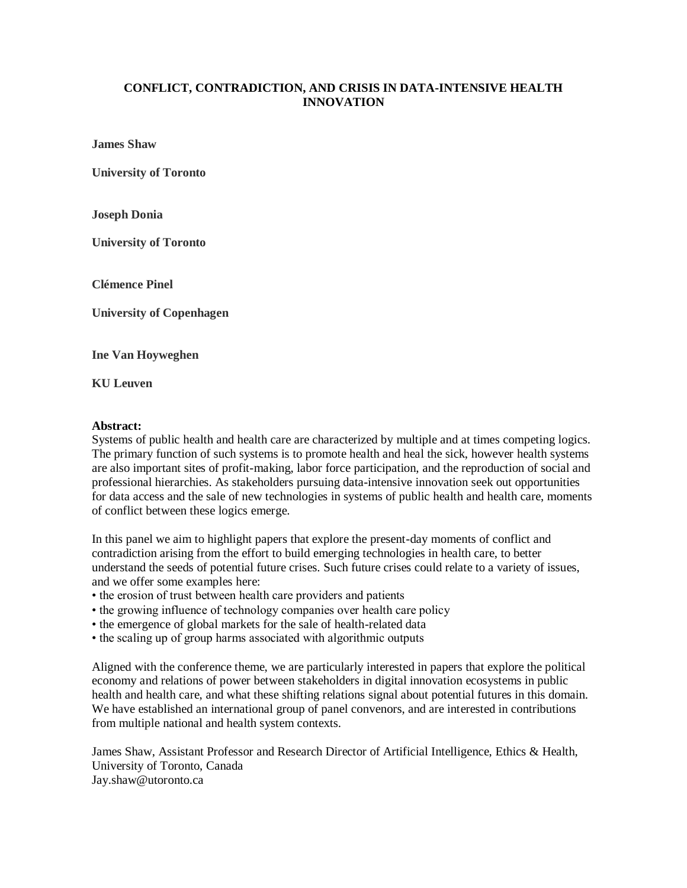# CONFLICT, CONTRADICTION, AND CRISIS IN DATA-INTENSIVE HEALTH INNOVATION

**James Shaw**

**University of Toronto**

**Joseph Donia**

**University of Toronto**

**Clémence Pinel**

**University of Copenhagen**

**Ine Van Hoyweghen**

**KU Leuven**

**Abstract:**

Systems of public health and health care are characterized by multiple and at times competing logics. The primary function of such systems is to promote health and heal the sick, however health systems are also important sites of profit-making, labor force participation, and the reproduction of social and professional hierarchies. As stakeholders pursuing data-intensive innovation seek out opportunities for data access and the sale of new technologies in systems of public health and health care, moments of conflict between these logics emerge.

In this panel we aim to highlight papers that explore the present-day moments of conflict and contradiction arising from the effort to build emerging technologies in health care, to better understand the seeds of potential future crises. Such future crises could relate to a variety of issues, and we offer some examples here:

- the erosion of trust between health care providers and patients
- the growing influence of technology companies over health care policy
- the emergence of global markets for the sale of health-related data
- the scaling up of group harms associated with algorithmic outputs

Aligned with the conference theme, we are particularly interested in papers that explore the political economy and relations of power between stakeholders in digital innovation ecosystems in public health and health care, and what these shifting relations signal about potential futures in this domain. We have established an international group of panel convenors, and are interested in contributions from multiple national and health system contexts.

James Shaw, Assistant Professor and Research Director of Artificial Intelligence, Ethics & Health, University of Toronto, Canada
Jay.shaw@utoronto.ca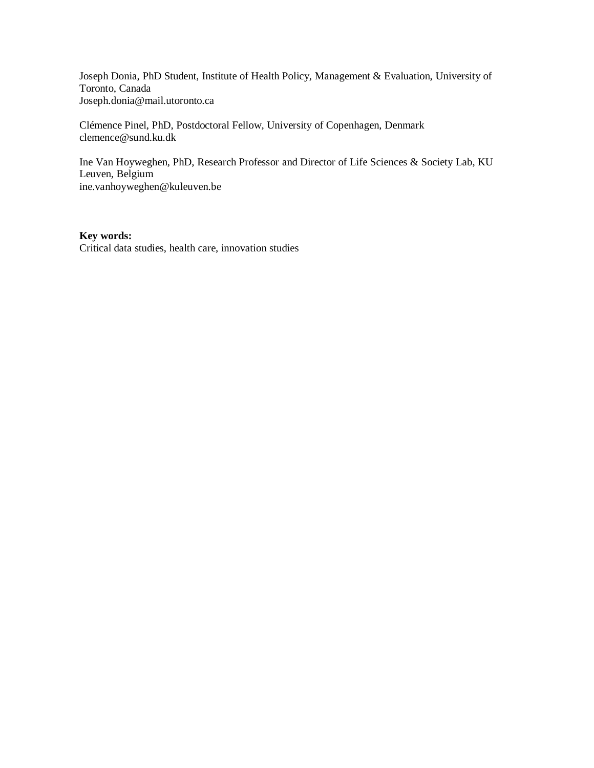Joseph Donia, PhD Student, Institute of Health Policy, Management & Evaluation, University of Toronto, Canada
Joseph.donia@mail.utoronto.ca

Clémence Pinel, PhD, Postdoctoral Fellow, University of Copenhagen, Denmark
clemence@sund.ku.dk

Ine Van Hoyweghen, PhD, Research Professor and Director of Life Sciences & Society Lab, KU Leuven, Belgium
ine.vanhoyweghen@kuleuven.be

**Key words:**
Critical data studies, health care, innovation studies